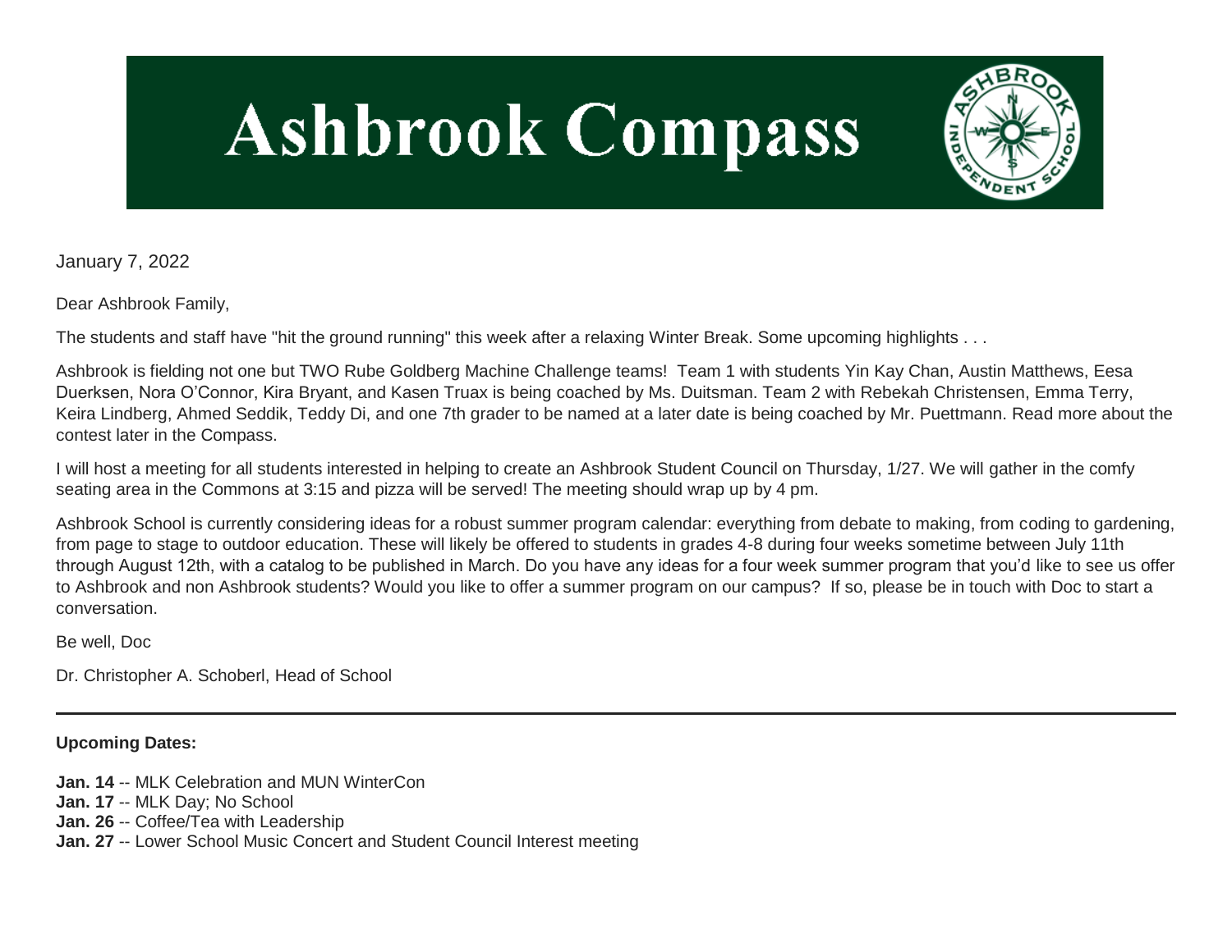# Ashbrook Compass

January 7, 2022

Dear Ashbrook Family,

The students and staff have "hit the ground running" this week after a relaxing Winter Break. Some upcoming highlights . . .

Ashbrook is fielding not one but TWO Rube Goldberg Machine Challenge teams!  Team 1 with students Yin Kay Chan, Austin Matthews, Eesa Duerksen, Nora O'Connor, Kira Bryant, and Kasen Truax is being coached by Ms. Duitsman. Team 2 with Rebekah Christensen, Emma Terry, Keira Lindberg, Ahmed Seddik, Teddy Di, and one 7th grader to be named at a later date is being coached by Mr. Puettmann. Read more about the contest later in the Compass.

I will host a meeting for all students interested in helping to create an Ashbrook Student Council on Thursday, 1/27. We will gather in the comfy seating area in the Commons at 3:15 and pizza will be served! The meeting should wrap up by 4 pm.

Ashbrook School is currently considering ideas for a robust summer program calendar: everything from debate to making, from coding to gardening, from page to stage to outdoor education. These will likely be offered to students in grades 4-8 during four weeks sometime between July 11th through August 12th, with a catalog to be published in March. Do you have any ideas for a four week summer program that you'd like to see us offer to Ashbrook and non Ashbrook students? Would you like to offer a summer program on our campus?  If so, please be in touch with Doc to start a conversation.

Be well, Doc

Dr. Christopher A. Schoberl, Head of School

---

**Upcoming Dates:**

**Jan. 14** -- MLK Celebration and MUN WinterCon  
**Jan. 17** -- MLK Day; No School  
**Jan. 26** -- Coffee/Tea with Leadership  
**Jan. 27** -- Lower School Music Concert and Student Council Interest meeting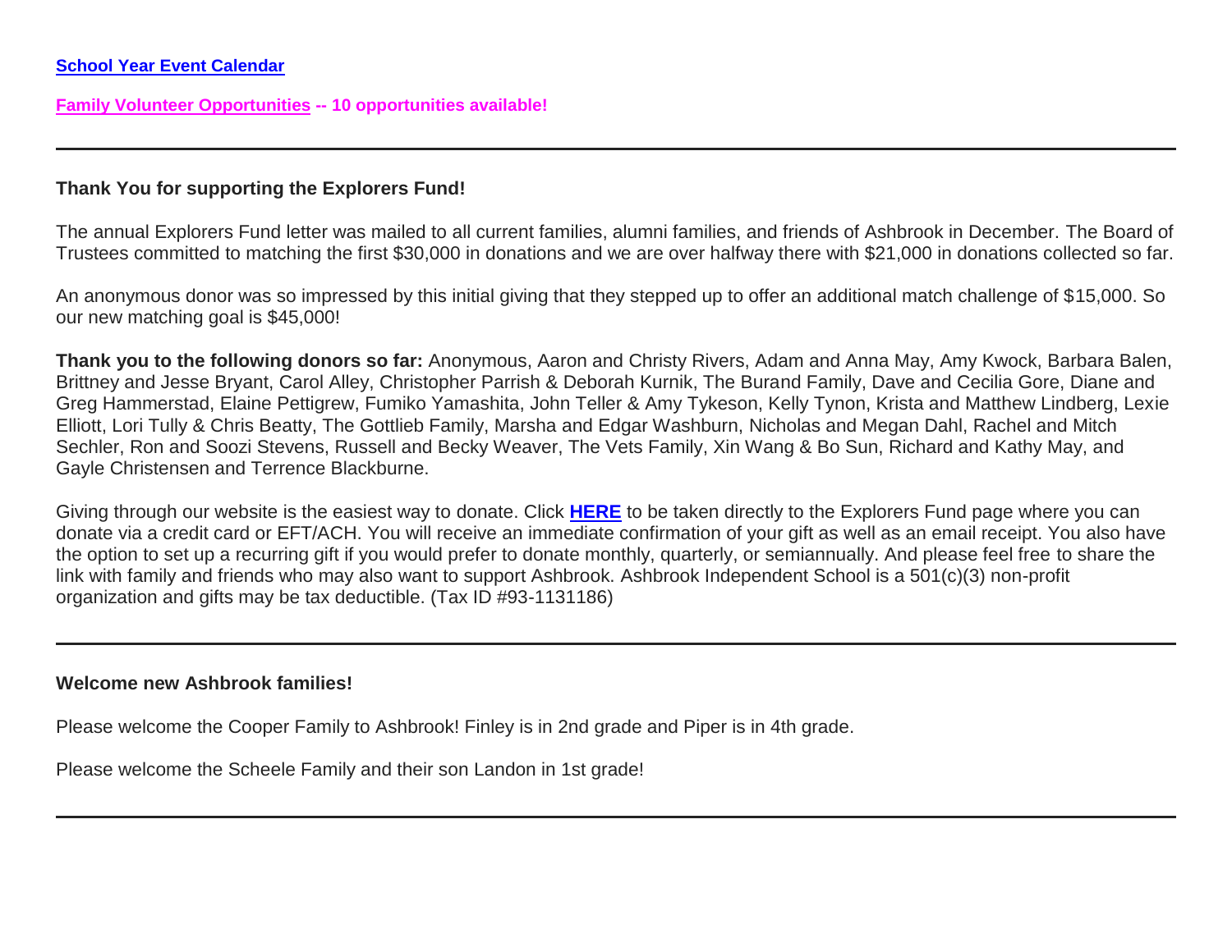**School Year Event Calendar**

**Family Volunteer Opportunities -- 10 opportunities available!**

---

**Thank You for supporting the Explorers Fund!**

The annual Explorers Fund letter was mailed to all current families, alumni families, and friends of Ashbrook in December. The Board of Trustees committed to matching the first $30,000 in donations and we are over halfway there with $21,000 in donations collected so far.

An anonymous donor was so impressed by this initial giving that they stepped up to offer an additional match challenge of $15,000. So our new matching goal is $45,000!

**Thank you to the following donors so far:** Anonymous, Aaron and Christy Rivers, Adam and Anna May, Amy Kwock, Barbara Balen, Brittney and Jesse Bryant, Carol Alley, Christopher Parrish & Deborah Kurnik, The Burand Family, Dave and Cecilia Gore, Diane and Greg Hammerstad, Elaine Pettigrew, Fumiko Yamashita, John Teller & Amy Tykeson, Kelly Tynon, Krista and Matthew Lindberg, Lexie Elliott, Lori Tully & Chris Beatty, The Gottlieb Family, Marsha and Edgar Washburn, Nicholas and Megan Dahl, Rachel and Mitch Sechler, Ron and Soozi Stevens, Russell and Becky Weaver, The Vets Family, Xin Wang & Bo Sun, Richard and Kathy May, and Gayle Christensen and Terrence Blackburne.

Giving through our website is the easiest way to donate. Click **HERE** to be taken directly to the Explorers Fund page where you can donate via a credit card or EFT/ACH. You will receive an immediate confirmation of your gift as well as an email receipt. You also have the option to set up a recurring gift if you would prefer to donate monthly, quarterly, or semiannually. And please feel free to share the link with family and friends who may also want to support Ashbrook. Ashbrook Independent School is a 501(c)(3) non-profit organization and gifts may be tax deductible. (Tax ID #93-1131186)

---

**Welcome new Ashbrook families!**

Please welcome the Cooper Family to Ashbrook! Finley is in 2nd grade and Piper is in 4th grade.

Please welcome the Scheele Family and their son Landon in 1st grade!

---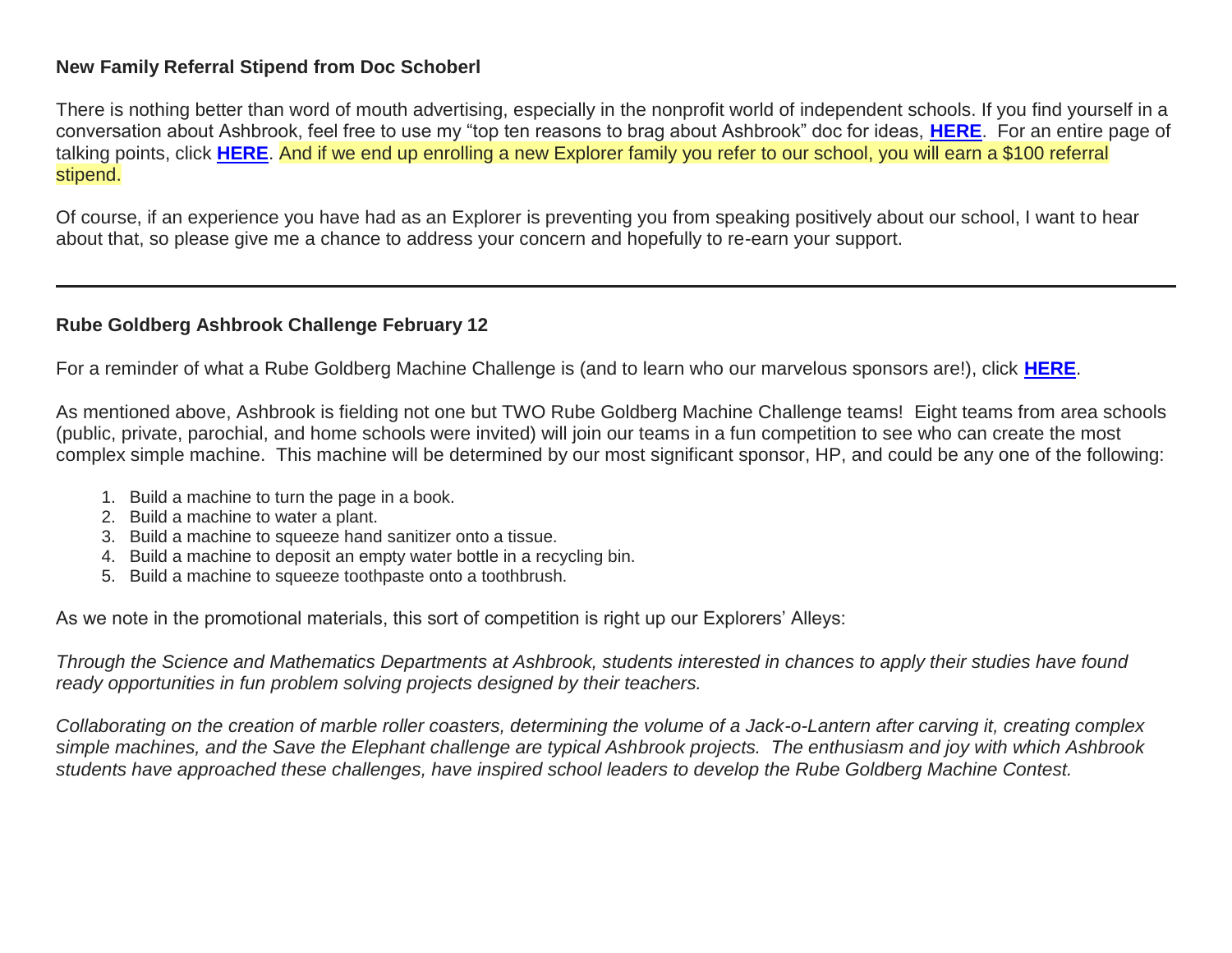**New Family Referral Stipend from Doc Schoberl**

There is nothing better than word of mouth advertising, especially in the nonprofit world of independent schools. If you find yourself in a conversation about Ashbrook, feel free to use my "top ten reasons to brag about Ashbrook" doc for ideas, **HERE**. For an entire page of talking points, click **HERE**. And if we end up enrolling a new Explorer family you refer to our school, you will earn a $100 referral stipend.

Of course, if an experience you have had as an Explorer is preventing you from speaking positively about our school, I want to hear about that, so please give me a chance to address your concern and hopefully to re-earn your support.

---

**Rube Goldberg Ashbrook Challenge February 12**

For a reminder of what a Rube Goldberg Machine Challenge is (and to learn who our marvelous sponsors are!), click **HERE**.

As mentioned above, Ashbrook is fielding not one but TWO Rube Goldberg Machine Challenge teams! Eight teams from area schools (public, private, parochial, and home schools were invited) will join our teams in a fun competition to see who can create the most complex simple machine. This machine will be determined by our most significant sponsor, HP, and could be any one of the following:

1. Build a machine to turn the page in a book.
2. Build a machine to water a plant.
3. Build a machine to squeeze hand sanitizer onto a tissue.
4. Build a machine to deposit an empty water bottle in a recycling bin.
5. Build a machine to squeeze toothpaste onto a toothbrush.

As we note in the promotional materials, this sort of competition is right up our Explorers' Alleys:

*Through the Science and Mathematics Departments at Ashbrook, students interested in chances to apply their studies have found ready opportunities in fun problem solving projects designed by their teachers.*

*Collaborating on the creation of marble roller coasters, determining the volume of a Jack-o-Lantern after carving it, creating complex simple machines, and the Save the Elephant challenge are typical Ashbrook projects. The enthusiasm and joy with which Ashbrook students have approached these challenges, have inspired school leaders to develop the Rube Goldberg Machine Contest.*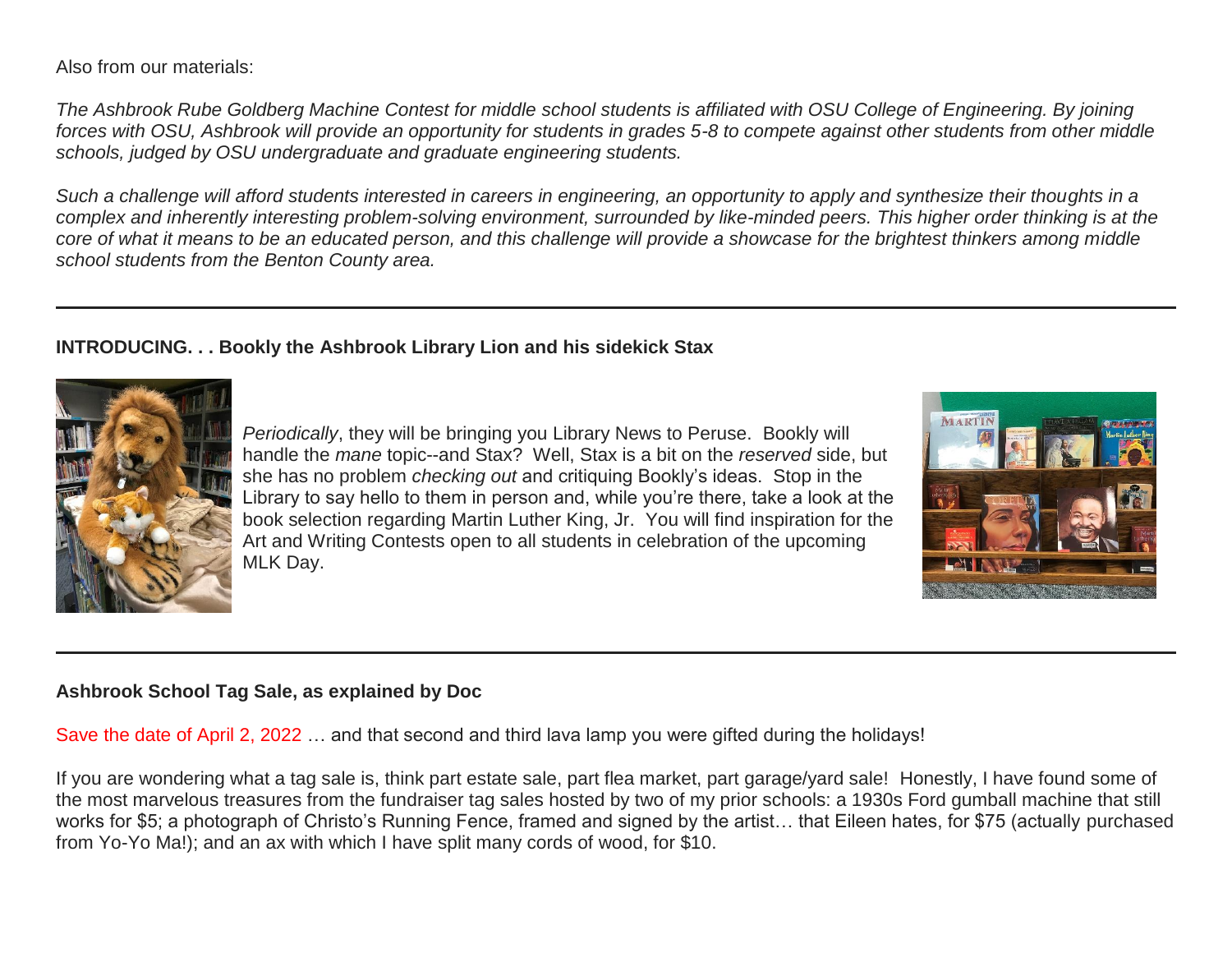Also from our materials:

*The Ashbrook Rube Goldberg Machine Contest for middle school students is affiliated with OSU College of Engineering. By joining forces with OSU, Ashbrook will provide an opportunity for students in grades 5-8 to compete against other students from other middle schools, judged by OSU undergraduate and graduate engineering students.*

*Such a challenge will afford students interested in careers in engineering, an opportunity to apply and synthesize their thoughts in a complex and inherently interesting problem-solving environment, surrounded by like-minded peers. This higher order thinking is at the core of what it means to be an educated person, and this challenge will provide a showcase for the brightest thinkers among middle school students from the Benton County area.*

---

**INTRODUCING. . . Bookly the Ashbrook Library Lion and his sidekick Stax**

*Periodically*, they will be bringing you Library News to Peruse. Bookly will handle the *mane* topic--and Stax? Well, Stax is a bit on the *reserved* side, but she has no problem *checking out* and critiquing Bookly's ideas. Stop in the Library to say hello to them in person and, while you're there, take a look at the book selection regarding Martin Luther King, Jr. You will find inspiration for the Art and Writing Contests open to all students in celebration of the upcoming MLK Day.

---

**Ashbrook School Tag Sale, as explained by Doc**

Save the date of April 2, 2022 … and that second and third lava lamp you were gifted during the holidays!

If you are wondering what a tag sale is, think part estate sale, part flea market, part garage/yard sale! Honestly, I have found some of the most marvelous treasures from the fundraiser tag sales hosted by two of my prior schools: a 1930s Ford gumball machine that still works for $5; a photograph of Christo's Running Fence, framed and signed by the artist… that Eileen hates, for $75 (actually purchased from Yo-Yo Ma!); and an ax with which I have split many cords of wood, for $10.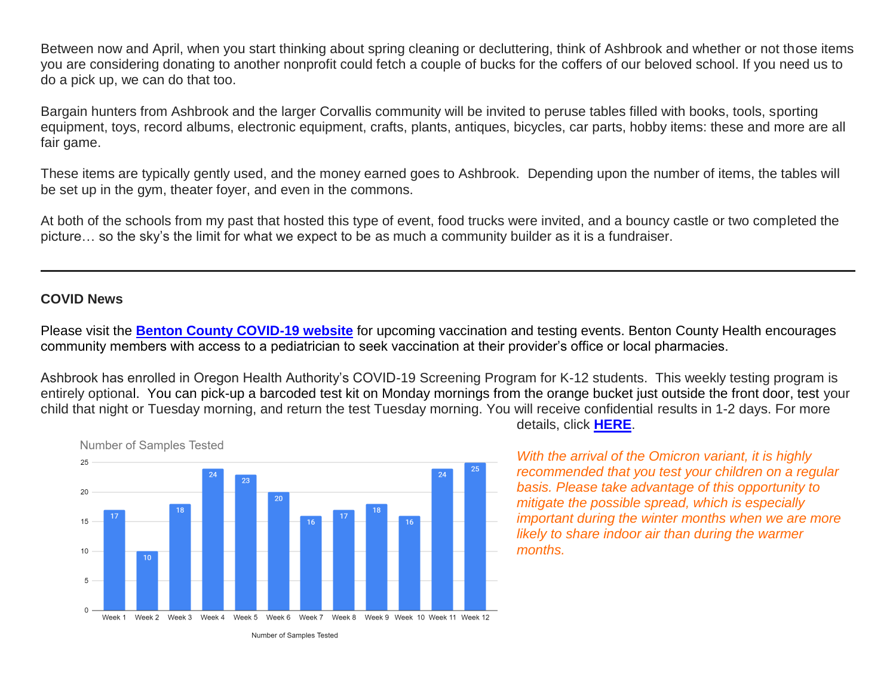Between now and April, when you start thinking about spring cleaning or decluttering, think of Ashbrook and whether or not those items you are considering donating to another nonprofit could fetch a couple of bucks for the coffers of our beloved school. If you need us to do a pick up, we can do that too.

Bargain hunters from Ashbrook and the larger Corvallis community will be invited to peruse tables filled with books, tools, sporting equipment, toys, record albums, electronic equipment, crafts, plants, antiques, bicycles, car parts, hobby items: these and more are all fair game.

These items are typically gently used, and the money earned goes to Ashbrook. Depending upon the number of items, the tables will be set up in the gym, theater foyer, and even in the commons.

At both of the schools from my past that hosted this type of event, food trucks were invited, and a bouncy castle or two completed the picture… so the sky's the limit for what we expect to be as much a community builder as it is a fundraiser.

---

**COVID News**

Please visit the **[Benton County COVID-19 website]** for upcoming vaccination and testing events. Benton County Health encourages community members with access to a pediatrician to seek vaccination at their provider's office or local pharmacies.

Ashbrook has enrolled in Oregon Health Authority's COVID-19 Screening Program for K-12 students. This weekly testing program is entirely optional. You can pick-up a barcoded test kit on Monday mornings from the orange bucket just outside the front door, test your child that night or Tuesday morning, and return the test Tuesday morning. You will receive confidential results in 1-2 days. For more details, click **[HERE]**.

Number of Samples Tested

0
5
10
15
20
25

17
10
18
24
23
20
16
17
18
16
24
25

Week 1
Week 2
Week 3
Week 4
Week 5
Week 6
Week 7
Week 8
Week 9
Week 10
Week 11
Week 12

Number of Samples Tested

*With the arrival of the Omicron variant, it is highly recommended that you test your children on a regular basis. Please take advantage of this opportunity to mitigate the possible spread, which is especially important during the winter months when we are more likely to share indoor air than during the warmer months.*